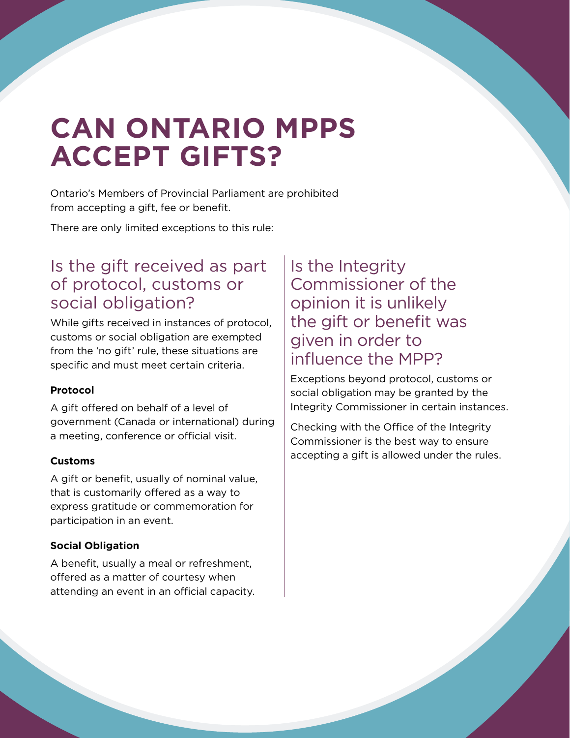# CAN ONTARIO MPPS ACCEPT GIFTS?

Ontario's Members of Provincial Parliament are prohibited from accepting a gift, fee or benefit.

There are only limited exceptions to this rule:

## Is the gift received as part of protocol, customs or social obligation?

While gifts received in instances of protocol, customs or social obligation are exempted from the 'no gift' rule, these situations are specific and must meet certain criteria.

**Protocol**

A gift offered on behalf of a level of government (Canada or international) during a meeting, conference or official visit.

**Customs**

A gift or benefit, usually of nominal value, that is customarily offered as a way to express gratitude or commemoration for participation in an event.

**Social Obligation**

A benefit, usually a meal or refreshment, offered as a matter of courtesy when attending an event in an official capacity.

## Is the Integrity Commissioner of the opinion it is unlikely the gift or benefit was given in order to influence the MPP?

Exceptions beyond protocol, customs or social obligation may be granted by the Integrity Commissioner in certain instances.

Checking with the Office of the Integrity Commissioner is the best way to ensure accepting a gift is allowed under the rules.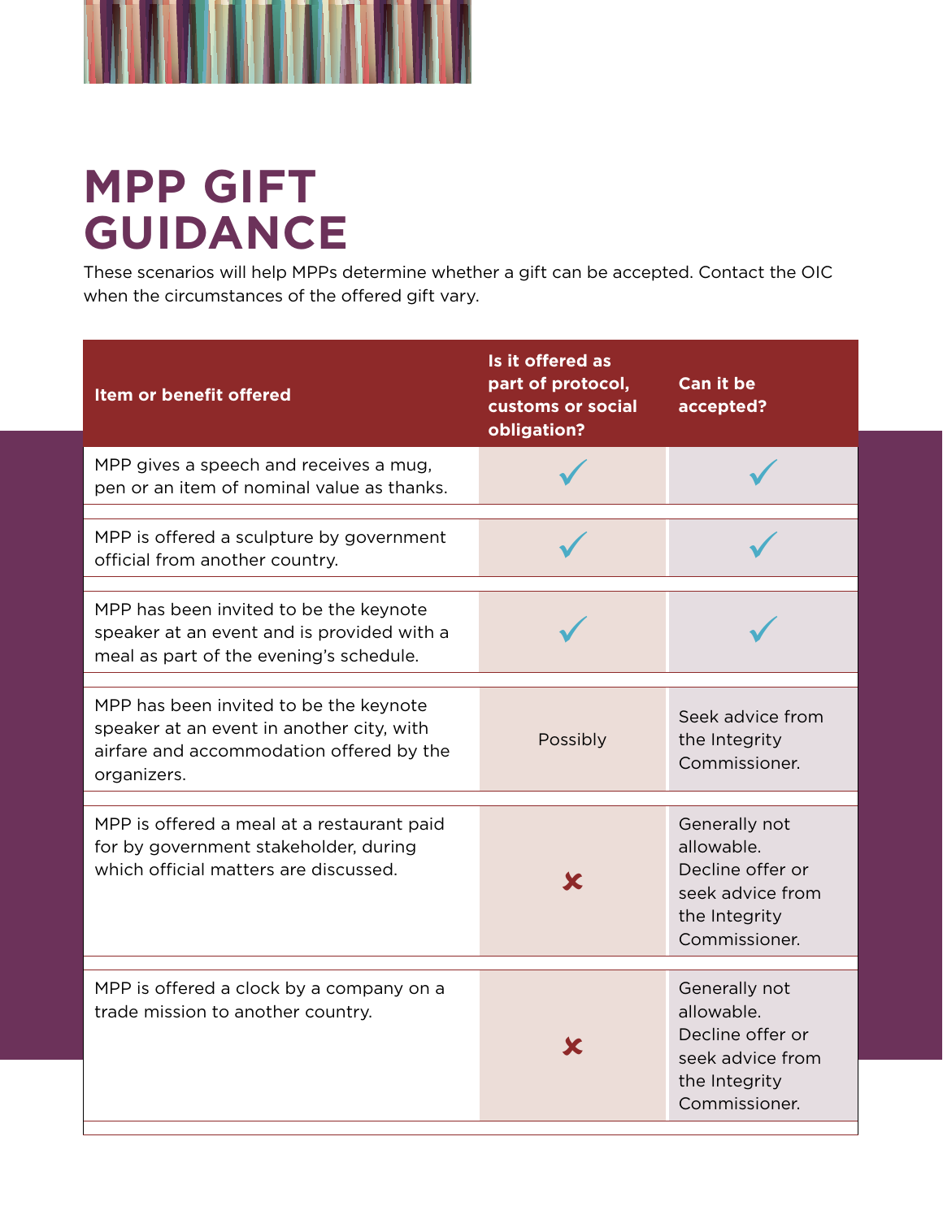# MPP GIFT GUIDANCE

These scenarios will help MPPs determine whether a gift can be accepted. Contact the OIC when the circumstances of the offered gift vary.

| Item or benefit offered | Is it offered as part of protocol, customs or social obligation? | Can it be accepted? |
|---|---|---|
| MPP gives a speech and receives a mug, pen or an item of nominal value as thanks. | ✓ | ✓ |
| MPP is offered a sculpture by government official from another country. | ✓ | ✓ |
| MPP has been invited to be the keynote speaker at an event and is provided with a meal as part of the evening's schedule. | ✓ | ✓ |
| MPP has been invited to be the keynote speaker at an event in another city, with airfare and accommodation offered by the organizers. | Possibly | Seek advice from the Integrity Commissioner. |
| MPP is offered a meal at a restaurant paid for by government stakeholder, during which official matters are discussed. | ✗ | Generally not allowable. Decline offer or seek advice from the Integrity Commissioner. |
| MPP is offered a clock by a company on a trade mission to another country. | ✗ | Generally not allowable. Decline offer or seek advice from the Integrity Commissioner. |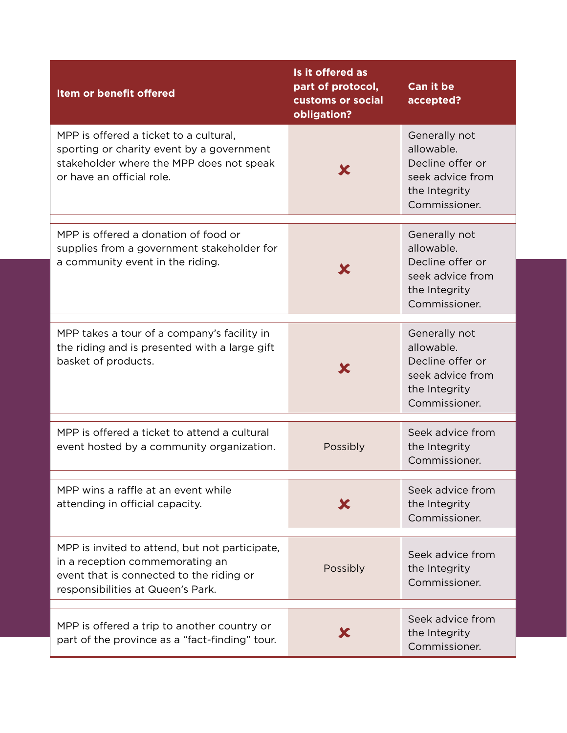| Item or benefit offered | Is it offered as part of protocol, customs or social obligation? | Can it be accepted? |
|---|---|---|
| MPP is offered a ticket to a cultural, sporting or charity event by a government stakeholder where the MPP does not speak or have an official role. | ✘ | Generally not allowable. Decline offer or seek advice from the Integrity Commissioner. |
| MPP is offered a donation of food or supplies from a government stakeholder for a community event in the riding. | ✘ | Generally not allowable. Decline offer or seek advice from the Integrity Commissioner. |
| MPP takes a tour of a company's facility in the riding and is presented with a large gift basket of products. | ✘ | Generally not allowable. Decline offer or seek advice from the Integrity Commissioner. |
| MPP is offered a ticket to attend a cultural event hosted by a community organization. | Possibly | Seek advice from the Integrity Commissioner. |
| MPP wins a raffle at an event while attending in official capacity. | ✘ | Seek advice from the Integrity Commissioner. |
| MPP is invited to attend, but not participate, in a reception commemorating an event that is connected to the riding or responsibilities at Queen's Park. | Possibly | Seek advice from the Integrity Commissioner. |
| MPP is offered a trip to another country or part of the province as a "fact-finding" tour. | ✘ | Seek advice from the Integrity Commissioner. |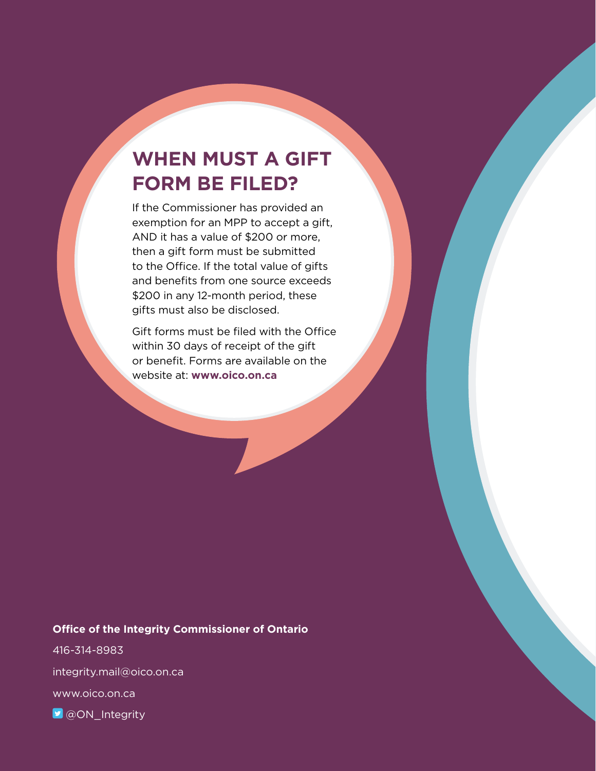## WHEN MUST A GIFT FORM BE FILED?

If the Commissioner has provided an exemption for an MPP to accept a gift, AND it has a value of $200 or more, then a gift form must be submitted to the Office. If the total value of gifts and benefits from one source exceeds $200 in any 12-month period, these gifts must also be disclosed.

Gift forms must be filed with the Office within 30 days of receipt of the gift or benefit. Forms are available on the website at: **www.oico.on.ca**

**Office of the Integrity Commissioner of Ontario**

416-314-8983

integrity.mail@oico.on.ca

www.oico.on.ca

@ON_Integrity